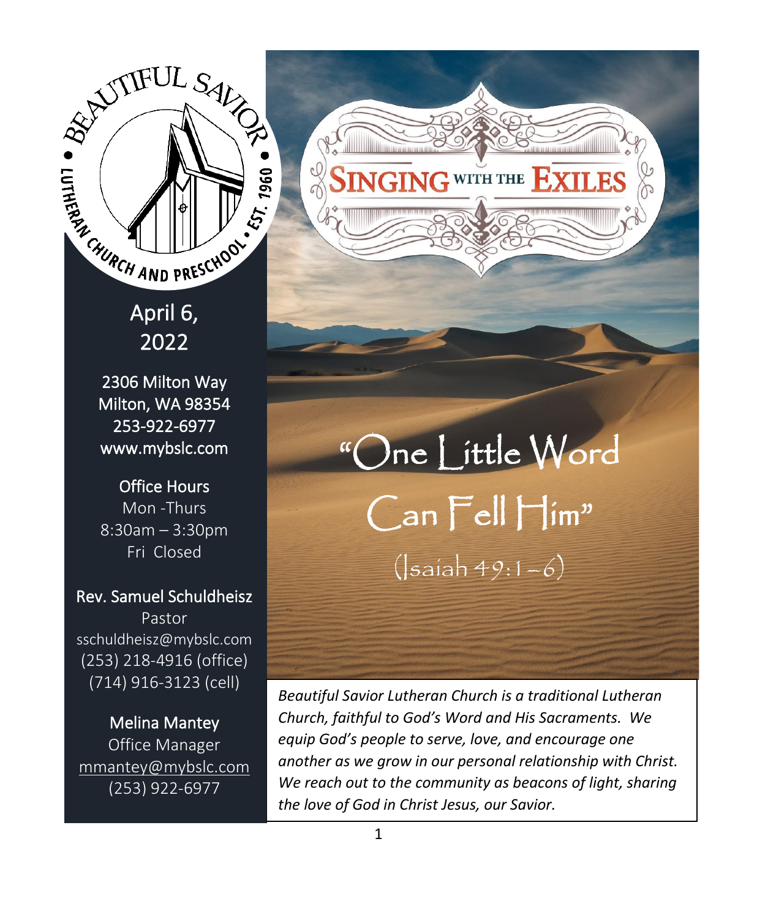BEAUTIFUL SAVIOR • LUTHERAN CHURCH AND PRESCHOOL • EST. 1960 •

April 6, 2022

2306 Milton Way
Milton, WA 98354
253-922-6977
www.mybslc.com

**Office Hours**
Mon -Thurs
8:30am – 3:30pm
Fri Closed

**Rev. Samuel Schuldheisz**
Pastor
sschuldheisz@mybslc.com
(253) 218-4916 (office)
(714) 916-3123 (cell)

**Melina Mantey**
Office Manager
mmantey@mybslc.com
(253) 922-6977

# SINGING WITH THE EXILES

## "One Little Word Can Fell Him"

(Isaiah 49:1–6)

*Beautiful Savior Lutheran Church is a traditional Lutheran Church, faithful to God's Word and His Sacraments. We equip God's people to serve, love, and encourage one another as we grow in our personal relationship with Christ. We reach out to the community as beacons of light, sharing the love of God in Christ Jesus, our Savior.*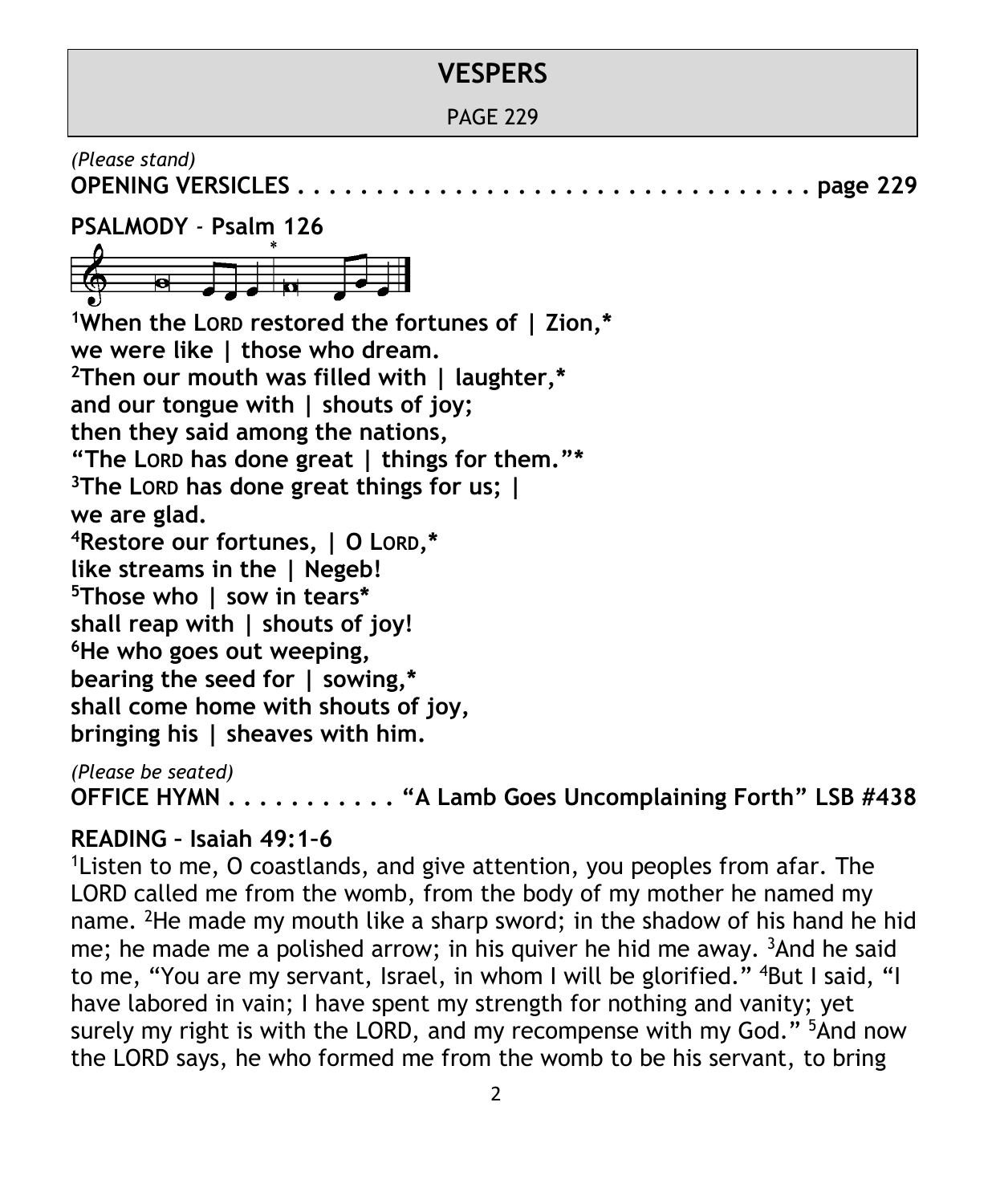# VESPERS

PAGE 229

*(Please stand)*

**OPENING VERSICLES . . . . . . . . . . . . . . . . . . . . . . . . . . . . . . . . . page 229**

**PSALMODY - Psalm 126**

**[1]When the LORD restored the fortunes of | Zion,\***
**we were like | those who dream.**
**[2]Then our mouth was filled with | laughter,\***
**and our tongue with | shouts of joy;**
**then they said among the nations,**
**"The LORD has done great | things for them."\***
**[3]The LORD has done great things for us; |**
**we are glad.**
**[4]Restore our fortunes, | O LORD,\***
**like streams in the | Negeb!**
**[5]Those who | sow in tears\***
**shall reap with | shouts of joy!**
**[6]He who goes out weeping,**
**bearing the seed for | sowing,\***
**shall come home with shouts of joy,**
**bringing his | sheaves with him.**

*(Please be seated)*

**OFFICE HYMN . . . . . . . . . . . "A Lamb Goes Uncomplaining Forth" LSB #438**

**READING – Isaiah 49:1–6**

[1]Listen to me, O coastlands, and give attention, you peoples from afar. The LORD called me from the womb, from the body of my mother he named my name. [2]He made my mouth like a sharp sword; in the shadow of his hand he hid me; he made me a polished arrow; in his quiver he hid me away. [3]And he said to me, "You are my servant, Israel, in whom I will be glorified." [4]But I said, "I have labored in vain; I have spent my strength for nothing and vanity; yet surely my right is with the LORD, and my recompense with my God." [5]And now the LORD says, he who formed me from the womb to be his servant, to bring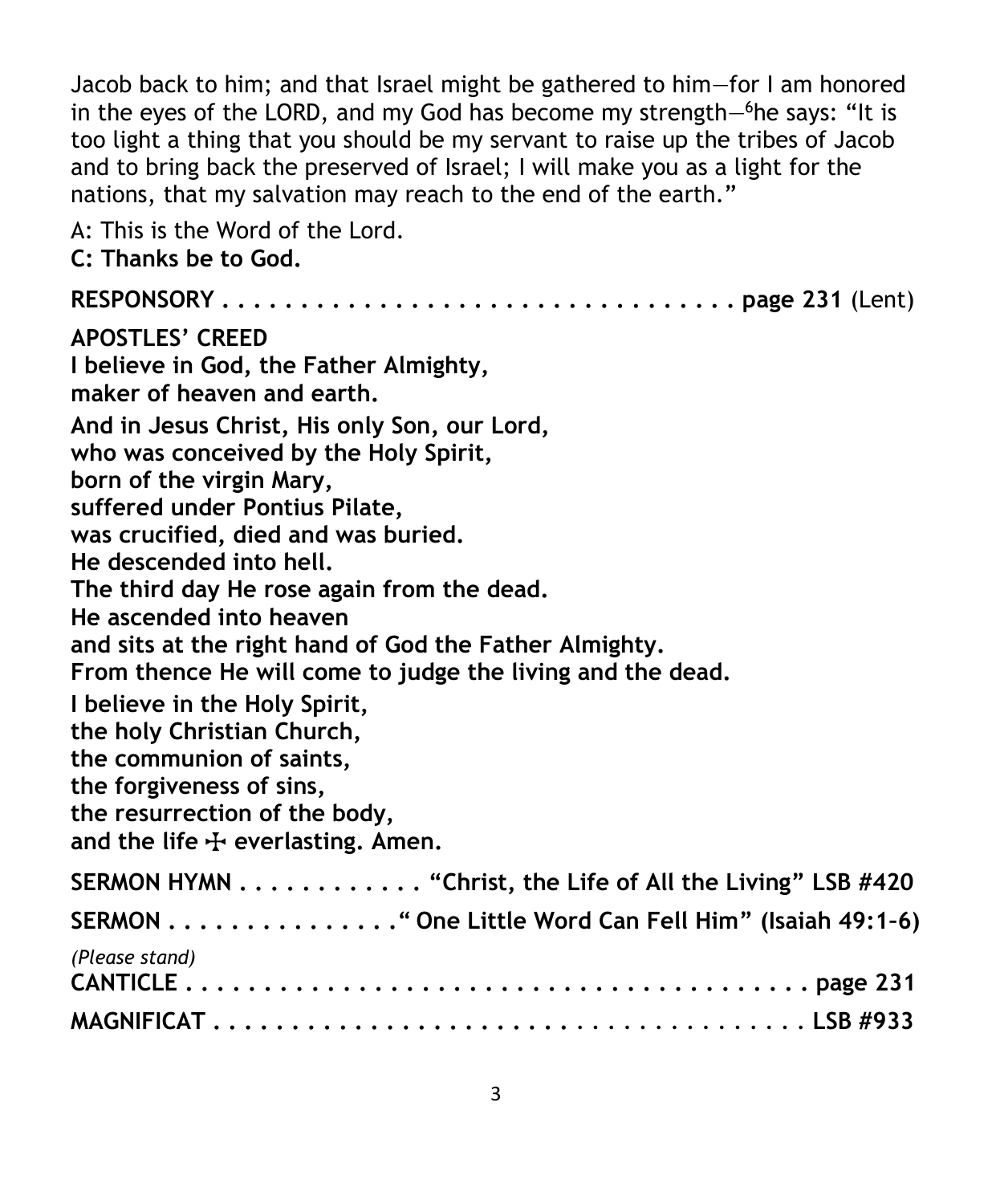Jacob back to him; and that Israel might be gathered to him—for I am honored in the eyes of the LORD, and my God has become my strength—[6]he says: "It is too light a thing that you should be my servant to raise up the tribes of Jacob and to bring back the preserved of Israel; I will make you as a light for the nations, that my salvation may reach to the end of the earth."

A: This is the Word of the Lord.
**C: Thanks be to God.**

**RESPONSORY . . . . . . . . . . . . . . . . . . . . . . . . . . . . . . . . . page 231** (Lent)

**APOSTLES' CREED**
**I believe in God, the Father Almighty,**
**maker of heaven and earth.**

**And in Jesus Christ, His only Son, our Lord,**
**who was conceived by the Holy Spirit,**
**born of the virgin Mary,**
**suffered under Pontius Pilate,**
**was crucified, died and was buried.**
**He descended into hell.**
**The third day He rose again from the dead.**
**He ascended into heaven**
**and sits at the right hand of God the Father Almighty.**
**From thence He will come to judge the living and the dead.**

**I believe in the Holy Spirit,**
**the holy Christian Church,**
**the communion of saints,**
**the forgiveness of sins,**
**the resurrection of the body,**
**and the life ☩ everlasting. Amen.**

**SERMON HYMN . . . . . . . . . . . . "Christ, the Life of All the Living" LSB #420**

**SERMON . . . . . . . . . . . . . . . " One Little Word Can Fell Him" (Isaiah 49:1–6)**

*(Please stand)*
**CANTICLE . . . . . . . . . . . . . . . . . . . . . . . . . . . . . . . . . . . . . . page 231**

**MAGNIFICAT . . . . . . . . . . . . . . . . . . . . . . . . . . . . . . . . . . . . LSB #933**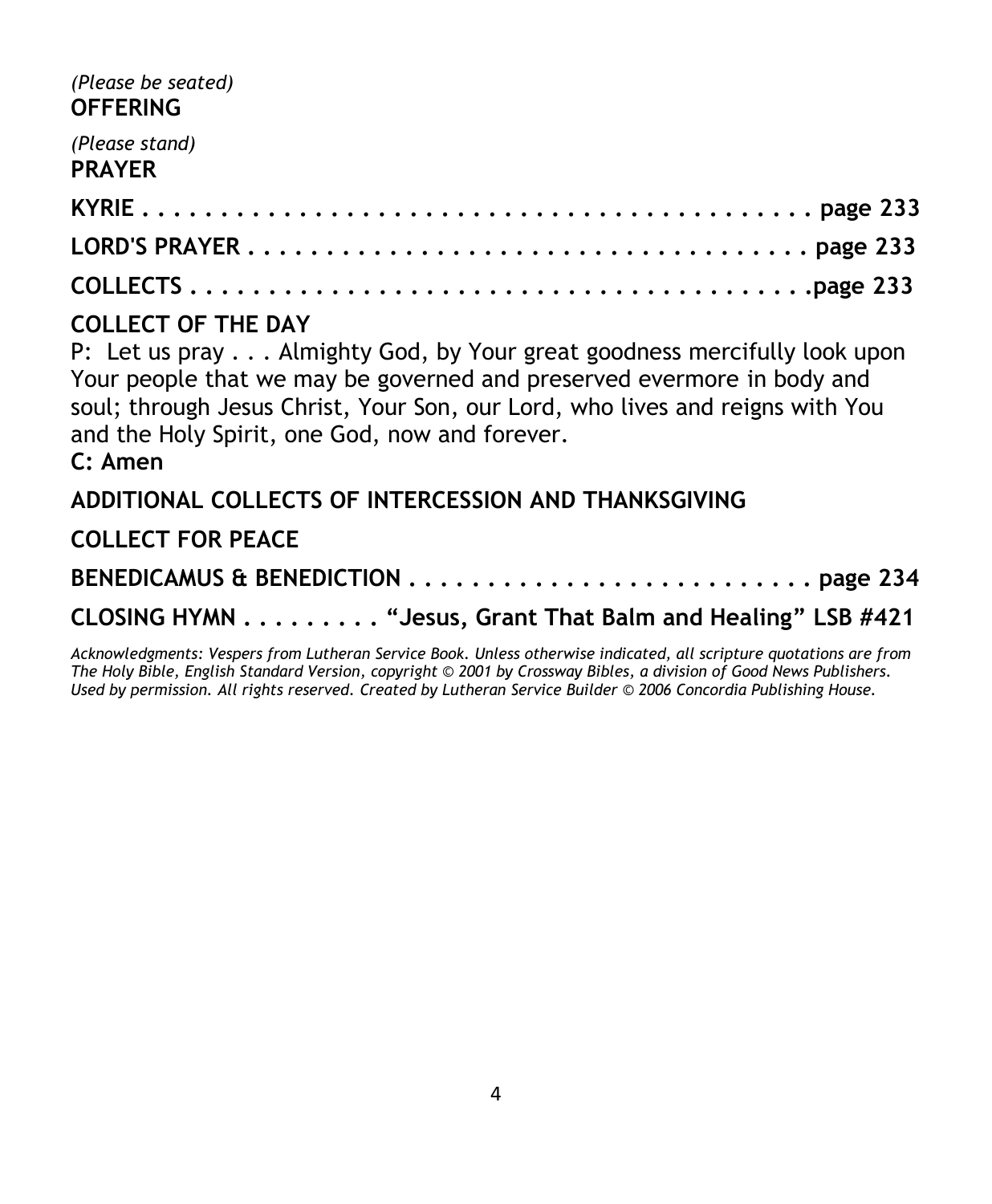*(Please be seated)*

**OFFERING**

*(Please stand)*

**PRAYER**

**KYRIE . . . . . . . . . . . . . . . . . . . . . . . . . . . . . . . . . . . . . . . . . . . page 233**

**LORD'S PRAYER . . . . . . . . . . . . . . . . . . . . . . . . . . . . . . . . . . . . page 233**

**COLLECTS . . . . . . . . . . . . . . . . . . . . . . . . . . . . . . . . . . . . . . . . .page 233**

**COLLECT OF THE DAY**

P: Let us pray . . . Almighty God, by Your great goodness mercifully look upon Your people that we may be governed and preserved evermore in body and soul; through Jesus Christ, Your Son, our Lord, who lives and reigns with You and the Holy Spirit, one God, now and forever.

**C: Amen**

**ADDITIONAL COLLECTS OF INTERCESSION AND THANKSGIVING**

**COLLECT FOR PEACE**

**BENEDICAMUS & BENEDICTION . . . . . . . . . . . . . . . . . . . . . . . . . . page 234**

**CLOSING HYMN . . . . . . . . . "Jesus, Grant That Balm and Healing" LSB #421**

*Acknowledgments: Vespers from Lutheran Service Book. Unless otherwise indicated, all scripture quotations are from The Holy Bible, English Standard Version, copyright © 2001 by Crossway Bibles, a division of Good News Publishers. Used by permission. All rights reserved. Created by Lutheran Service Builder © 2006 Concordia Publishing House.*